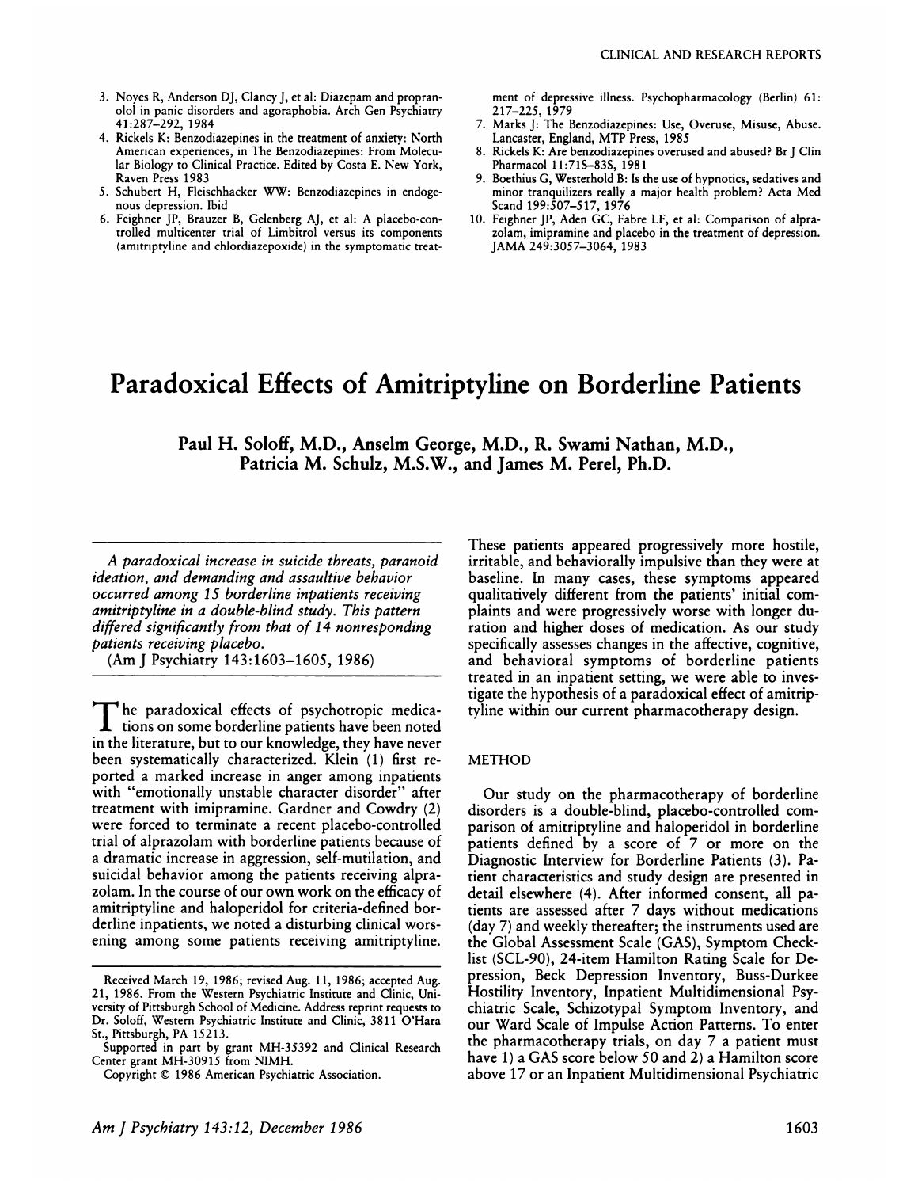3. Noyes R, Anderson DJ, Clancy J, et al: Diazepam and propranolol in panic disorders and agoraphobia. Arch Gen Psychiatry 41:287–292, 1984
4. Rickels K: Benzodiazepines in the treatment of anxiety: North American experiences, in The Benzodiazepines: From Molecular Biology to Clinical Practice. Edited by Costa E. New York, Raven Press 1983
5. Schubert H, Fleischhacker WW: Benzodiazepines in endogenous depression. Ibid
6. Feighner JP, Brauzer B, Gelenberg AJ, et al: A placebo-controlled multicenter trial of Limbitrol versus its components (amitriptyline and chlordiazepoxide) in the symptomatic treatment of depressive illness. Psychopharmacology (Berlin) 61: 217–225, 1979
7. Marks J: The Benzodiazepines: Use, Overuse, Misuse, Abuse. Lancaster, England, MTP Press, 1985
8. Rickels K: Are benzodiazepines overused and abused? Br J Clin Pharmacol 11:71S–83S, 1981
9. Boethius G, Westerhold B: Is the use of hypnotics, sedatives and minor tranquilizers really a major health problem? Acta Med Scand 199:507–517, 1976
10. Feighner JP, Aden GC, Fabre LF, et al: Comparison of alprazolam, imipramine and placebo in the treatment of depression. JAMA 249:3057–3064, 1983

# Paradoxical Effects of Amitriptyline on Borderline Patients

**Paul H. Soloff, M.D., Anselm George, M.D., R. Swami Nathan, M.D., Patricia M. Schulz, M.S.W., and James M. Perel, Ph.D.**

*A paradoxical increase in suicide threats, paranoid ideation, and demanding and assaultive behavior occurred among 15 borderline inpatients receiving amitriptyline in a double-blind study. This pattern differed significantly from that of 14 nonresponding patients receiving placebo.*

(Am J Psychiatry 143:1603–1605, 1986)

The paradoxical effects of psychotropic medications on some borderline patients have been noted in the literature, but to our knowledge, they have never been systematically characterized. Klein (1) first reported a marked increase in anger among inpatients with "emotionally unstable character disorder" after treatment with imipramine. Gardner and Cowdry (2) were forced to terminate a recent placebo-controlled trial of alprazolam with borderline patients because of a dramatic increase in aggression, self-mutilation, and suicidal behavior among the patients receiving alprazolam. In the course of our own work on the efficacy of amitriptyline and haloperidol for criteria-defined borderline inpatients, we noted a disturbing clinical worsening among some patients receiving amitriptyline. These patients appeared progressively more hostile, irritable, and behaviorally impulsive than they were at baseline. In many cases, these symptoms appeared qualitatively different from the patients' initial complaints and were progressively worse with longer duration and higher doses of medication. As our study specifically assesses changes in the affective, cognitive, and behavioral symptoms of borderline patients treated in an inpatient setting, we were able to investigate the hypothesis of a paradoxical effect of amitriptyline within our current pharmacotherapy design.

## METHOD

Our study on the pharmacotherapy of borderline disorders is a double-blind, placebo-controlled comparison of amitriptyline and haloperidol in borderline patients defined by a score of 7 or more on the Diagnostic Interview for Borderline Patients (3). Patient characteristics and study design are presented in detail elsewhere (4). After informed consent, all patients are assessed after 7 days without medications (day 7) and weekly thereafter; the instruments used are the Global Assessment Scale (GAS), Symptom Checklist (SCL-90), 24-item Hamilton Rating Scale for Depression, Beck Depression Inventory, Buss-Durkee Hostility Inventory, Inpatient Multidimensional Psychiatric Scale, Schizotypal Symptom Inventory, and our Ward Scale of Impulse Action Patterns. To enter the pharmacotherapy trials, on day 7 a patient must have 1) a GAS score below 50 and 2) a Hamilton score above 17 or an Inpatient Multidimensional Psychiatric

Received March 19, 1986; revised Aug. 11, 1986; accepted Aug. 21, 1986. From the Western Psychiatric Institute and Clinic, University of Pittsburgh School of Medicine. Address reprint requests to Dr. Soloff, Western Psychiatric Institute and Clinic, 3811 O'Hara St., Pittsburgh, PA 15213.

Supported in part by grant MH-35392 and Clinical Research Center grant MH-30915 from NIMH.

Copyright © 1986 American Psychiatric Association.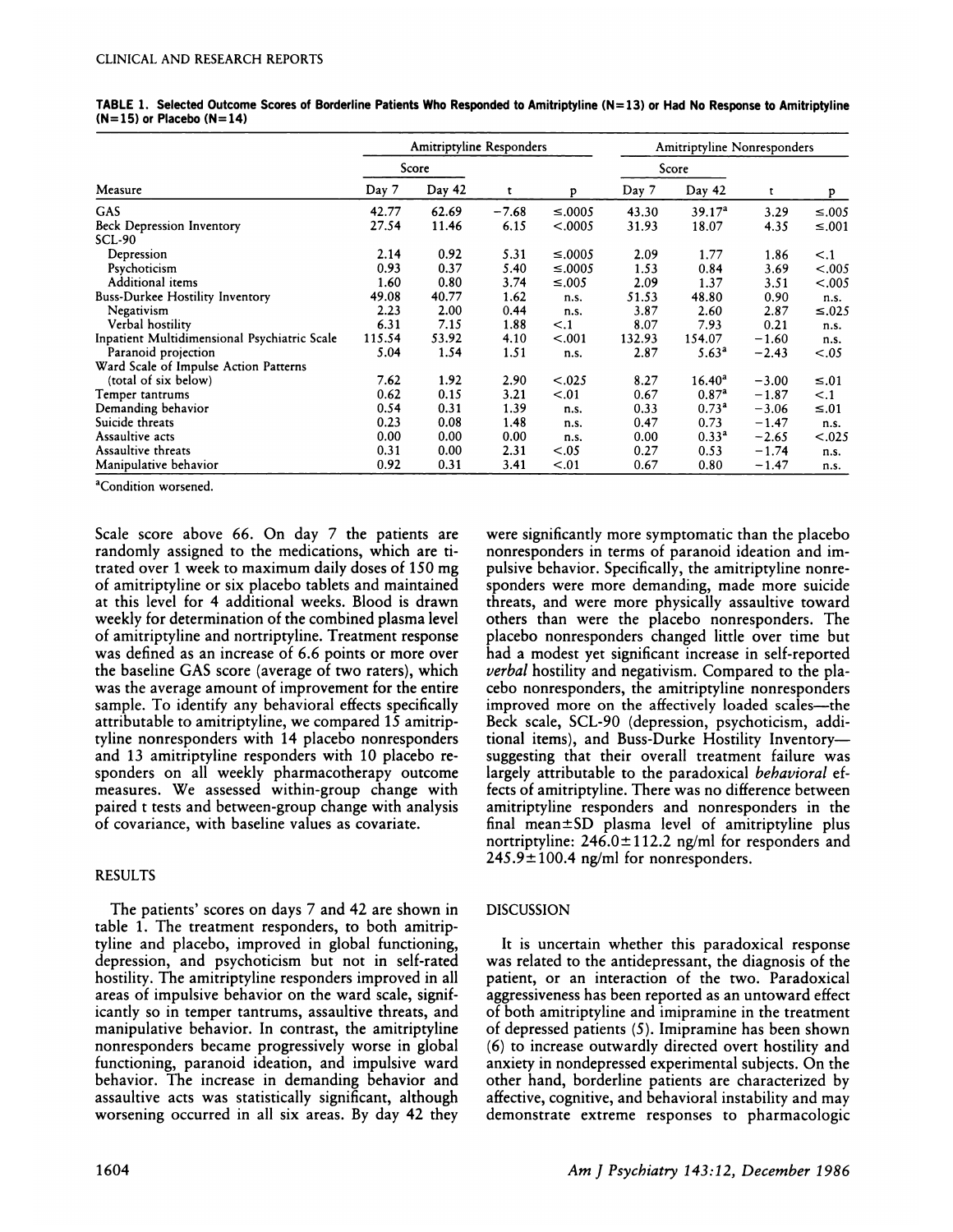TABLE 1. Selected Outcome Scores of Borderline Patients Who Responded to Amitriptyline (N=13) or Had No Response to Amitriptyline (N=15) or Placebo (N=14)

| Measure | Amitriptyline Responders | | | | Amitriptyline Nonresponders | | | |
|---|---|---|---|---|---|---|---|---|
| | Score | | | | Score | | | |
| | Day 7 | Day 42 | t | p | Day 7 | Day 42 | t | p |
| GAS | 42.77 | 62.69 | −7.68 | ≤.0005 | 43.30 | 39.17[a] | 3.29 | ≤.005 |
| Beck Depression Inventory | 27.54 | 11.46 | 6.15 | <.0005 | 31.93 | 18.07 | 4.35 | ≤.001 |
| SCL-90 | | | | | | | | |
| Depression | 2.14 | 0.92 | 5.31 | ≤.0005 | 2.09 | 1.77 | 1.86 | <.1 |
| Psychoticism | 0.93 | 0.37 | 5.40 | ≤.0005 | 1.53 | 0.84 | 3.69 | <.005 |
| Additional items | 1.60 | 0.80 | 3.74 | ≤.005 | 2.09 | 1.37 | 3.51 | <.005 |
| Buss-Durkee Hostility Inventory | 49.08 | 40.77 | 1.62 | n.s. | 51.53 | 48.80 | 0.90 | n.s. |
| Negativism | 2.23 | 2.00 | 0.44 | n.s. | 3.87 | 2.60 | 2.87 | ≤.025 |
| Verbal hostility | 6.31 | 7.15 | 1.88 | <.1 | 8.07 | 7.93 | 0.21 | n.s. |
| Inpatient Multidimensional Psychiatric Scale | 115.54 | 53.92 | 4.10 | <.001 | 132.93 | 154.07 | −1.60 | n.s. |
| Paranoid projection | 5.04 | 1.54 | 1.51 | n.s. | 2.87 | 5.63[a] | −2.43 | <.05 |
| Ward Scale of Impulse Action Patterns (total of six below) | 7.62 | 1.92 | 2.90 | <.025 | 8.27 | 16.40[a] | −3.00 | ≤.01 |
| Temper tantrums | 0.62 | 0.15 | 3.21 | <.01 | 0.67 | 0.87[a] | −1.87 | <.1 |
| Demanding behavior | 0.54 | 0.31 | 1.39 | n.s. | 0.33 | 0.73[a] | −3.06 | ≤.01 |
| Suicide threats | 0.23 | 0.08 | 1.48 | n.s. | 0.47 | 0.73 | −1.47 | n.s. |
| Assaultive acts | 0.00 | 0.00 | 0.00 | n.s. | 0.00 | 0.33[a] | −2.65 | <.025 |
| Assaultive threats | 0.31 | 0.00 | 2.31 | <.05 | 0.27 | 0.53 | −1.74 | n.s. |
| Manipulative behavior | 0.92 | 0.31 | 3.41 | <.01 | 0.67 | 0.80 | −1.47 | n.s. |

[a]Condition worsened.

Scale score above 66. On day 7 the patients are randomly assigned to the medications, which are titrated over 1 week to maximum daily doses of 150 mg of amitriptyline or six placebo tablets and maintained at this level for 4 additional weeks. Blood is drawn weekly for determination of the combined plasma level of amitriptyline and nortriptyline. Treatment response was defined as an increase of 6.6 points or more over the baseline GAS score (average of two raters), which was the average amount of improvement for the entire sample. To identify any behavioral effects specifically attributable to amitriptyline, we compared 15 amitriptyline nonresponders with 14 placebo nonresponders and 13 amitriptyline responders with 10 placebo responders on all weekly pharmacotherapy outcome measures. We assessed within-group change with paired t tests and between-group change with analysis of covariance, with baseline values as covariate.

## RESULTS

The patients' scores on days 7 and 42 are shown in table 1. The treatment responders, to both amitriptyline and placebo, improved in global functioning, depression, and psychoticism but not in self-rated hostility. The amitriptyline responders improved in all areas of impulsive behavior on the ward scale, significantly so in temper tantrums, assaultive threats, and manipulative behavior. In contrast, the amitriptyline nonresponders became progressively worse in global functioning, paranoid ideation, and impulsive ward behavior. The increase in demanding behavior and assaultive acts was statistically significant, although worsening occurred in all six areas. By day 42 they were significantly more symptomatic than the placebo nonresponders in terms of paranoid ideation and impulsive behavior. Specifically, the amitriptyline nonresponders were more demanding, made more suicide threats, and were more physically assaultive toward others than were the placebo nonresponders. The placebo nonresponders changed little over time but had a modest yet significant increase in self-reported *verbal* hostility and negativism. Compared to the placebo nonresponders, the amitriptyline nonresponders improved more on the affectively loaded scales—the Beck scale, SCL-90 (depression, psychoticism, additional items), and Buss-Durke Hostility Inventory—suggesting that their overall treatment failure was largely attributable to the paradoxical *behavioral* effects of amitriptyline. There was no difference between amitriptyline responders and nonresponders in the final mean±SD plasma level of amitriptyline plus nortriptyline: 246.0±112.2 ng/ml for responders and 245.9±100.4 ng/ml for nonresponders.

## DISCUSSION

It is uncertain whether this paradoxical response was related to the antidepressant, the diagnosis of the patient, or an interaction of the two. Paradoxical aggressiveness has been reported as an untoward effect of both amitriptyline and imipramine in the treatment of depressed patients (5). Imipramine has been shown (6) to increase outwardly directed overt hostility and anxiety in nondepressed experimental subjects. On the other hand, borderline patients are characterized by affective, cognitive, and behavioral instability and may demonstrate extreme responses to pharmacologic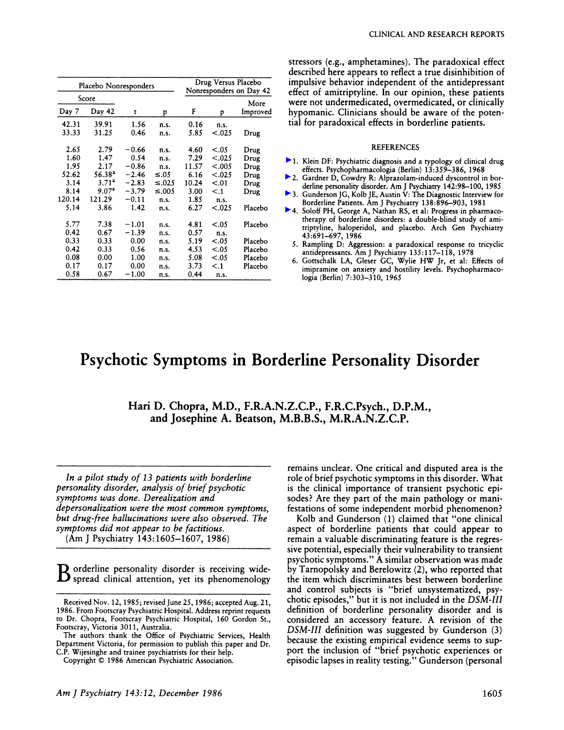| Placebo Nonresponders | | | | Drug Versus Placebo Nonresponders on Day 42 | | |
|---|---|---|---|---|---|---|
| Score | | | | | | |
| Day 7 | Day 42 | t | p | F | p | More Improved |
| 42.31 | 39.91 | 1.56 | n.s. | 0.16 | n.s. | |
| 33.33 | 31.25 | 0.46 | n.s. | 5.85 | <.025 | Drug |
| 2.65 | 2.79 | −0.66 | n.s. | 4.60 | <.05 | Drug |
| 1.60 | 1.47 | 0.54 | n.s. | 7.29 | <.025 | Drug |
| 1.95 | 2.17 | −0.86 | n.s. | 11.57 | <.005 | Drug |
| 52.62 | 56.38[a] | −2.46 | ≤.05 | 6.16 | <.025 | Drug |
| 3.14 | 3.71[a] | −2.83 | ≤.025 | 10.24 | <.01 | Drug |
| 8.14 | 9.07[a] | −3.79 | ≤.005 | 3.00 | <.1 | Drug |
| 120.14 | 121.29 | −0.11 | n.s. | 1.85 | n.s. | |
| 5.14 | 3.86 | 1.42 | n.s. | 6.27 | <.025 | Placebo |
| 5.77 | 7.38 | −1.01 | n.s. | 4.81 | <.05 | Placebo |
| 0.42 | 0.67 | −1.39 | n.s. | 0.57 | n.s. | |
| 0.33 | 0.33 | 0.00 | n.s. | 5.19 | <.05 | Placebo |
| 0.42 | 0.33 | 0.56 | n.s. | 4.53 | <.05 | Placebo |
| 0.08 | 0.00 | 1.00 | n.s. | 5.08 | <.05 | Placebo |
| 0.17 | 0.17 | 0.00 | n.s. | 3.73 | <.1 | Placebo |
| 0.58 | 0.67 | −1.00 | n.s. | 0.44 | n.s. | |

stressors (e.g., amphetamines). The paradoxical effect described here appears to reflect a true disinhibition of impulsive behavior independent of the antidepressant effect of amitriptyline. In our opinion, these patients were not undermedicated, overmedicated, or clinically hypomanic. Clinicians should be aware of the potential for paradoxical effects in borderline patients.

### REFERENCES

1. Klein DF: Psychiatric diagnosis and a typology of clinical drug effects. Psychopharmacologia (Berlin) 13:359–386, 1968
2. Gardner D, Cowdry R: Alprazolam-induced dyscontrol in borderline personality disorder. Am J Psychiatry 142:98–100, 1985
3. Gunderson JG, Kolb JE, Austin V: The Diagnostic Interview for Borderline Patients. Am J Psychiatry 138:896–903, 1981
4. Soloff PH, George A, Nathan RS, et al: Progress in pharmacotherapy of borderline disorders: a double-blind study of amitriptyline, haloperidol, and placebo. Arch Gen Psychiatry 43:691–697, 1986
5. Rampling D: Aggression: a paradoxical response to tricyclic antidepressants. Am J Psychiatry 135:117–118, 1978
6. Gottschalk LA, Gleser GC, Wylie HW Jr, et al: Effects of imipramine on anxiety and hostility levels. Psychopharmacologia (Berlin) 7:303–310, 1965

# Psychotic Symptoms in Borderline Personality Disorder

**Hari D. Chopra, M.D., F.R.A.N.Z.C.P., F.R.C.Psych., D.P.M., and Josephine A. Beatson, M.B.B.S., M.R.A.N.Z.C.P.**

*In a pilot study of 13 patients with borderline personality disorder, analysis of brief psychotic symptoms was done. Derealization and depersonalization were the most common symptoms, but drug-free hallucinations were also observed. The symptoms did not appear to be factitious.*
(Am J Psychiatry 143:1605–1607, 1986)

Borderline personality disorder is receiving widespread clinical attention, yet its phenomenology remains unclear. One critical and disputed area is the role of brief psychotic symptoms in this disorder. What is the clinical importance of transient psychotic episodes? Are they part of the main pathology or manifestations of some independent morbid phenomenon?

Kolb and Gunderson (1) claimed that "one clinical aspect of borderline patients that could appear to remain a valuable discriminating feature is the regressive potential, especially their vulnerability to transient psychotic symptoms." A similar observation was made by Tarnopolsky and Berelowitz (2), who reported that the item which discriminates best between borderline and control subjects is "brief unsystematized, psychotic episodes," but it is not included in the *DSM-III* definition of borderline personality disorder and is considered an accessory feature. A revision of the *DSM-III* definition was suggested by Gunderson (3) because the existing empirical evidence seems to support the inclusion of "brief psychotic experiences or episodic lapses in reality testing." Gunderson (personal

Received Nov. 12, 1985; revised June 25, 1986; accepted Aug. 21, 1986. From Footscray Psychiatric Hospital. Address reprint requests to Dr. Chopra, Footscray Psychiatric Hospital, 160 Gordon St., Footscray, Victoria 3011, Australia.

The authors thank the Office of Psychiatric Services, Health Department Victoria, for permission to publish this paper and Dr. C.P. Wijesinghe and trainee psychiatrists for their help.

Copyright © 1986 American Psychiatric Association.